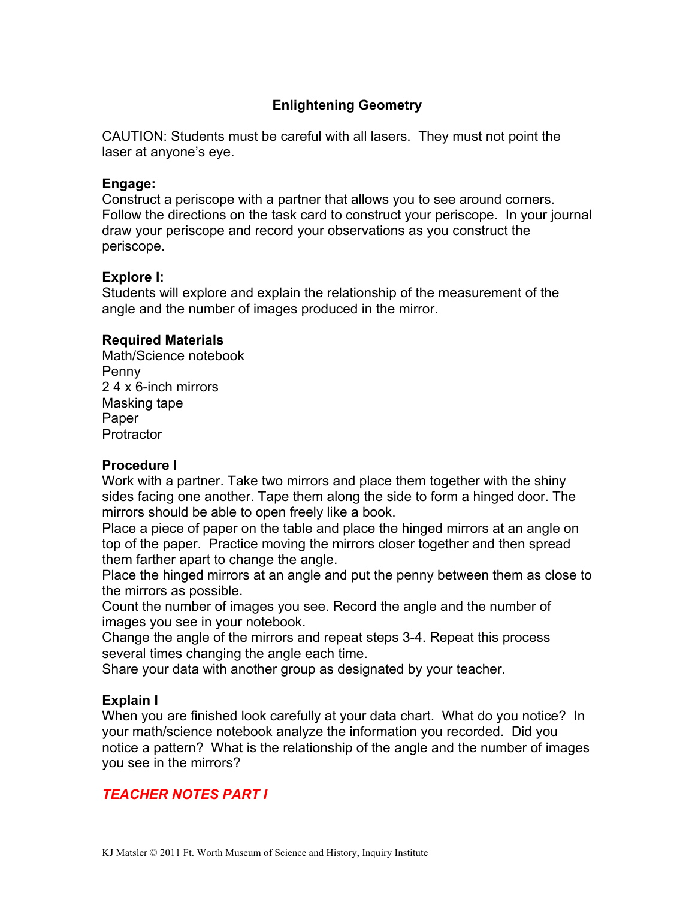# Enlightening Geometry

CAUTION: Students must be careful with all lasers. They must not point the laser at anyone's eye.

**Engage:**
Construct a periscope with a partner that allows you to see around corners. Follow the directions on the task card to construct your periscope. In your journal draw your periscope and record your observations as you construct the periscope.

**Explore I:**
Students will explore and explain the relationship of the measurement of the angle and the number of images produced in the mirror.

**Required Materials**
Math/Science notebook
Penny
2 4 x 6-inch mirrors
Masking tape
Paper
Protractor

**Procedure I**
Work with a partner. Take two mirrors and place them together with the shiny sides facing one another. Tape them along the side to form a hinged door. The mirrors should be able to open freely like a book.
Place a piece of paper on the table and place the hinged mirrors at an angle on top of the paper. Practice moving the mirrors closer together and then spread them farther apart to change the angle.
Place the hinged mirrors at an angle and put the penny between them as close to the mirrors as possible.
Count the number of images you see. Record the angle and the number of images you see in your notebook.
Change the angle of the mirrors and repeat steps 3-4. Repeat this process several times changing the angle each time.
Share your data with another group as designated by your teacher.

**Explain I**
When you are finished look carefully at your data chart. What do you notice? In your math/science notebook analyze the information you recorded. Did you notice a pattern? What is the relationship of the angle and the number of images you see in the mirrors?

***TEACHER NOTES PART I***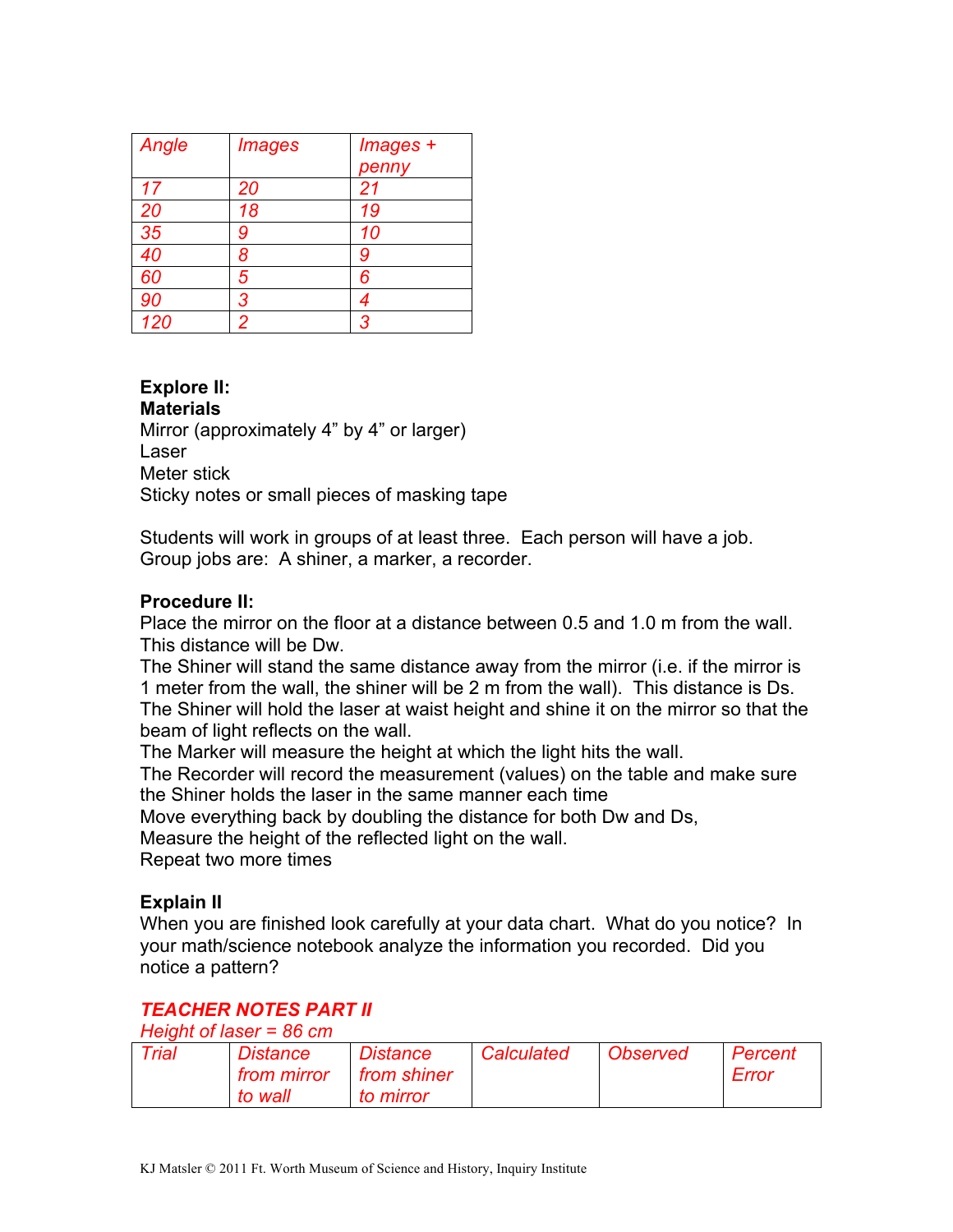| *Angle* | *Images* | *Images + penny* |
| --- | --- | --- |
| *17* | *20* | *21* |
| *20* | *18* | *19* |
| *35* | *9* | *10* |
| *40* | *8* | *9* |
| *60* | *5* | *6* |
| *90* | *3* | *4* |
| *120* | *2* | *3* |

**Explore II:**
**Materials**
Mirror (approximately 4” by 4” or larger)
Laser
Meter stick
Sticky notes or small pieces of masking tape

Students will work in groups of at least three. Each person will have a job. Group jobs are: A shiner, a marker, a recorder.

**Procedure II:**
Place the mirror on the floor at a distance between 0.5 and 1.0 m from the wall. This distance will be Dw.
The Shiner will stand the same distance away from the mirror (i.e. if the mirror is 1 meter from the wall, the shiner will be 2 m from the wall). This distance is Ds.
The Shiner will hold the laser at waist height and shine it on the mirror so that the beam of light reflects on the wall.
The Marker will measure the height at which the light hits the wall.
The Recorder will record the measurement (values) on the table and make sure the Shiner holds the laser in the same manner each time
Move everything back by doubling the distance for both Dw and Ds,
Measure the height of the reflected light on the wall.
Repeat two more times

**Explain II**
When you are finished look carefully at your data chart. What do you notice? In your math/science notebook analyze the information you recorded. Did you notice a pattern?

***TEACHER NOTES PART II***
*Height of laser = 86 cm*

| *Trial* | *Distance from mirror to wall* | *Distance from shiner to mirror* | *Calculated* | *Observed* | *Percent Error* |
| --- | --- | --- | --- | --- | --- |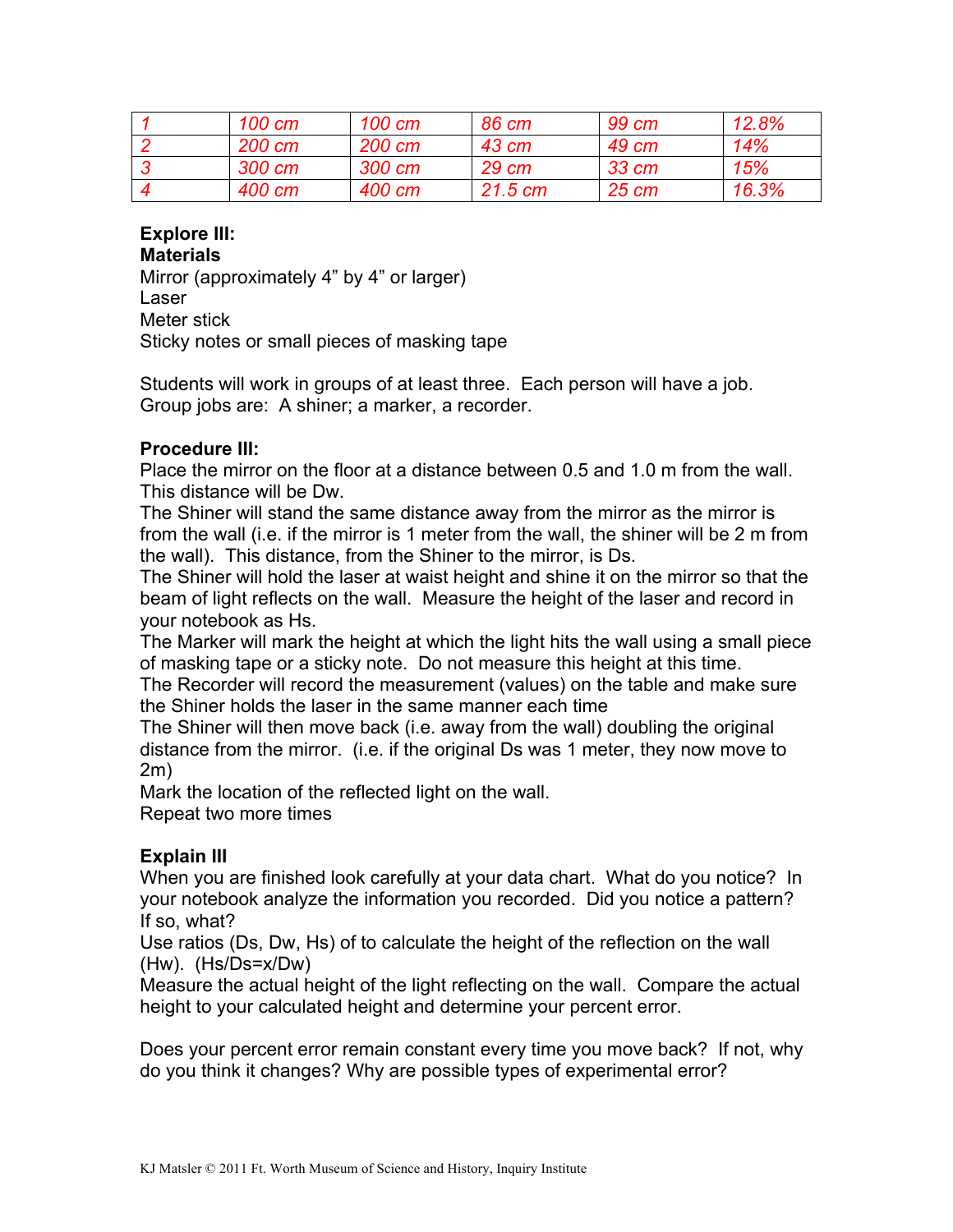| 1 | 100 cm | 100 cm | 86 cm | 99 cm | 12.8% |
|---|---|---|---|---|---|
| 2 | 200 cm | 200 cm | 43 cm | 49 cm | 14% |
| 3 | 300 cm | 300 cm | 29 cm | 33 cm | 15% |
| 4 | 400 cm | 400 cm | 21.5 cm | 25 cm | 16.3% |

**Explore III:**

**Materials**

Mirror (approximately 4" by 4" or larger)
Laser
Meter stick
Sticky notes or small pieces of masking tape

Students will work in groups of at least three. Each person will have a job. Group jobs are: A shiner; a marker, a recorder.

**Procedure III:**

Place the mirror on the floor at a distance between 0.5 and 1.0 m from the wall. This distance will be Dw.
The Shiner will stand the same distance away from the mirror as the mirror is from the wall (i.e. if the mirror is 1 meter from the wall, the shiner will be 2 m from the wall). This distance, from the Shiner to the mirror, is Ds.
The Shiner will hold the laser at waist height and shine it on the mirror so that the beam of light reflects on the wall. Measure the height of the laser and record in your notebook as Hs.
The Marker will mark the height at which the light hits the wall using a small piece of masking tape or a sticky note. Do not measure this height at this time.
The Recorder will record the measurement (values) on the table and make sure the Shiner holds the laser in the same manner each time
The Shiner will then move back (i.e. away from the wall) doubling the original distance from the mirror. (i.e. if the original Ds was 1 meter, they now move to 2m)
Mark the location of the reflected light on the wall.
Repeat two more times

**Explain III**

When you are finished look carefully at your data chart. What do you notice? In your notebook analyze the information you recorded. Did you notice a pattern? If so, what?
Use ratios (Ds, Dw, Hs) of to calculate the height of the reflection on the wall (Hw). (Hs/Ds=x/Dw)
Measure the actual height of the light reflecting on the wall. Compare the actual height to your calculated height and determine your percent error.

Does your percent error remain constant every time you move back? If not, why do you think it changes? Why are possible types of experimental error?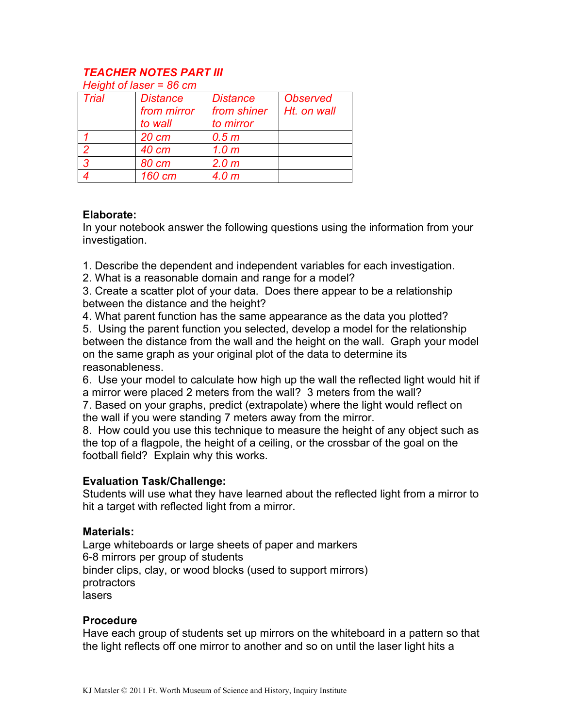### *TEACHER NOTES PART III*

*Height of laser = 86 cm*

| *Trial* | *Distance from mirror to wall* | *Distance from shiner to mirror* | *Observed Ht. on wall* |
|---|---|---|---|
| *1* | *20 cm* | *0.5 m* | |
| *2* | *40 cm* | *1.0 m* | |
| *3* | *80 cm* | *2.0 m* | |
| *4* | *160 cm* | *4.0 m* | |

**Elaborate:**

In your notebook answer the following questions using the information from your investigation.

1. Describe the dependent and independent variables for each investigation.
2. What is a reasonable domain and range for a model?
3. Create a scatter plot of your data. Does there appear to be a relationship between the distance and the height?
4. What parent function has the same appearance as the data you plotted?
5. Using the parent function you selected, develop a model for the relationship between the distance from the wall and the height on the wall. Graph your model on the same graph as your original plot of the data to determine its reasonableness.
6. Use your model to calculate how high up the wall the reflected light would hit if a mirror were placed 2 meters from the wall? 3 meters from the wall?
7. Based on your graphs, predict (extrapolate) where the light would reflect on the wall if you were standing 7 meters away from the mirror.
8. How could you use this technique to measure the height of any object such as the top of a flagpole, the height of a ceiling, or the crossbar of the goal on the football field? Explain why this works.

**Evaluation Task/Challenge:**

Students will use what they have learned about the reflected light from a mirror to hit a target with reflected light from a mirror.

**Materials:**

Large whiteboards or large sheets of paper and markers
6-8 mirrors per group of students
binder clips, clay, or wood blocks (used to support mirrors)
protractors
lasers

**Procedure**

Have each group of students set up mirrors on the whiteboard in a pattern so that the light reflects off one mirror to another and so on until the laser light hits a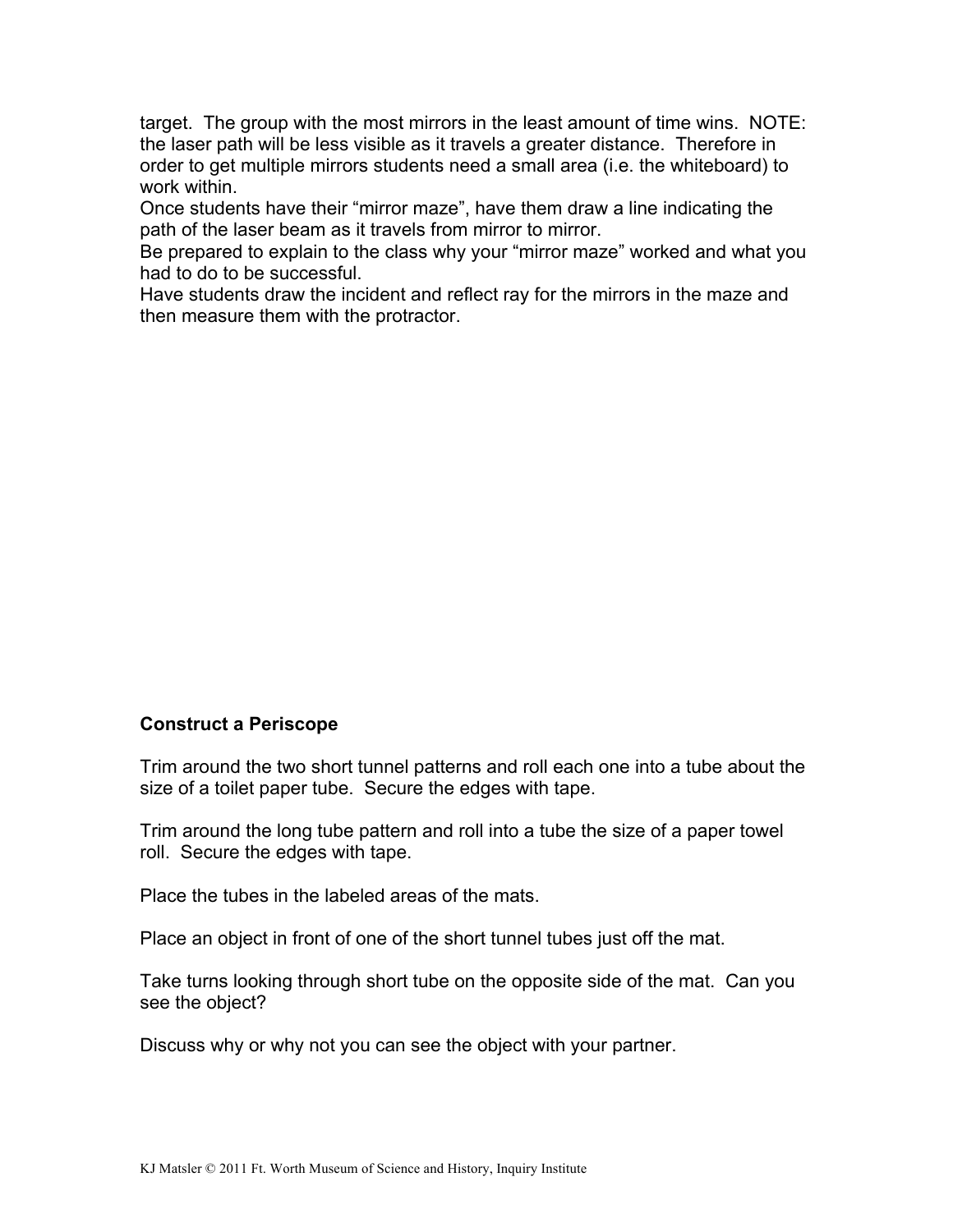target. The group with the most mirrors in the least amount of time wins. NOTE: the laser path will be less visible as it travels a greater distance. Therefore in order to get multiple mirrors students need a small area (i.e. the whiteboard) to work within.

Once students have their “mirror maze”, have them draw a line indicating the path of the laser beam as it travels from mirror to mirror.

Be prepared to explain to the class why your “mirror maze” worked and what you had to do to be successful.

Have students draw the incident and reflect ray for the mirrors in the maze and then measure them with the protractor.

**Construct a Periscope**

Trim around the two short tunnel patterns and roll each one into a tube about the size of a toilet paper tube. Secure the edges with tape.

Trim around the long tube pattern and roll into a tube the size of a paper towel roll. Secure the edges with tape.

Place the tubes in the labeled areas of the mats.

Place an object in front of one of the short tunnel tubes just off the mat.

Take turns looking through short tube on the opposite side of the mat. Can you see the object?

Discuss why or why not you can see the object with your partner.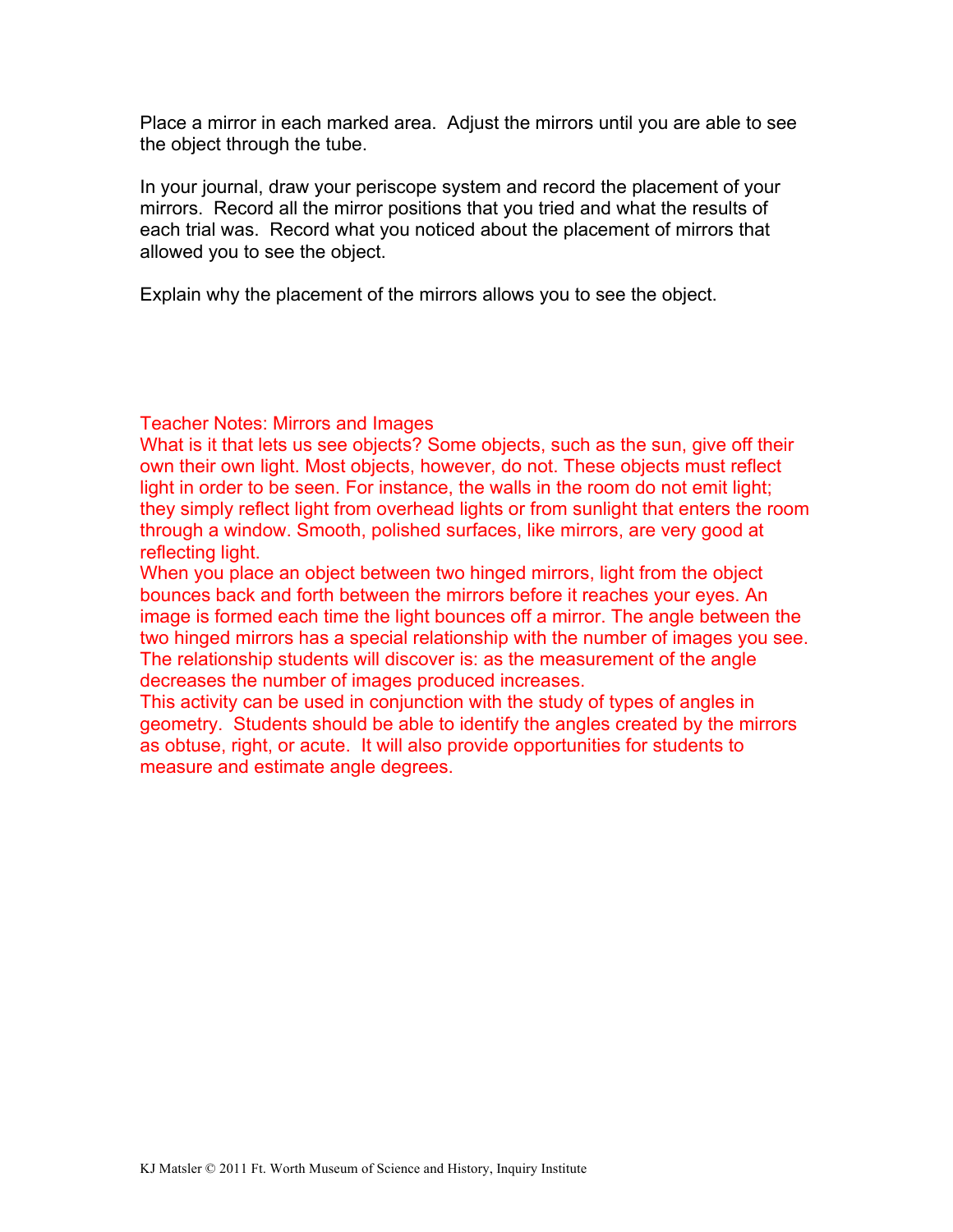Place a mirror in each marked area. Adjust the mirrors until you are able to see the object through the tube.

In your journal, draw your periscope system and record the placement of your mirrors. Record all the mirror positions that you tried and what the results of each trial was. Record what you noticed about the placement of mirrors that allowed you to see the object.

Explain why the placement of the mirrors allows you to see the object.

Teacher Notes: Mirrors and Images

What is it that lets us see objects? Some objects, such as the sun, give off their own their own light. Most objects, however, do not. These objects must reflect light in order to be seen. For instance, the walls in the room do not emit light; they simply reflect light from overhead lights or from sunlight that enters the room through a window. Smooth, polished surfaces, like mirrors, are very good at reflecting light.

When you place an object between two hinged mirrors, light from the object bounces back and forth between the mirrors before it reaches your eyes. An image is formed each time the light bounces off a mirror. The angle between the two hinged mirrors has a special relationship with the number of images you see. The relationship students will discover is: as the measurement of the angle decreases the number of images produced increases.

This activity can be used in conjunction with the study of types of angles in geometry. Students should be able to identify the angles created by the mirrors as obtuse, right, or acute. It will also provide opportunities for students to measure and estimate angle degrees.

KJ Matsler © 2011 Ft. Worth Museum of Science and History, Inquiry Institute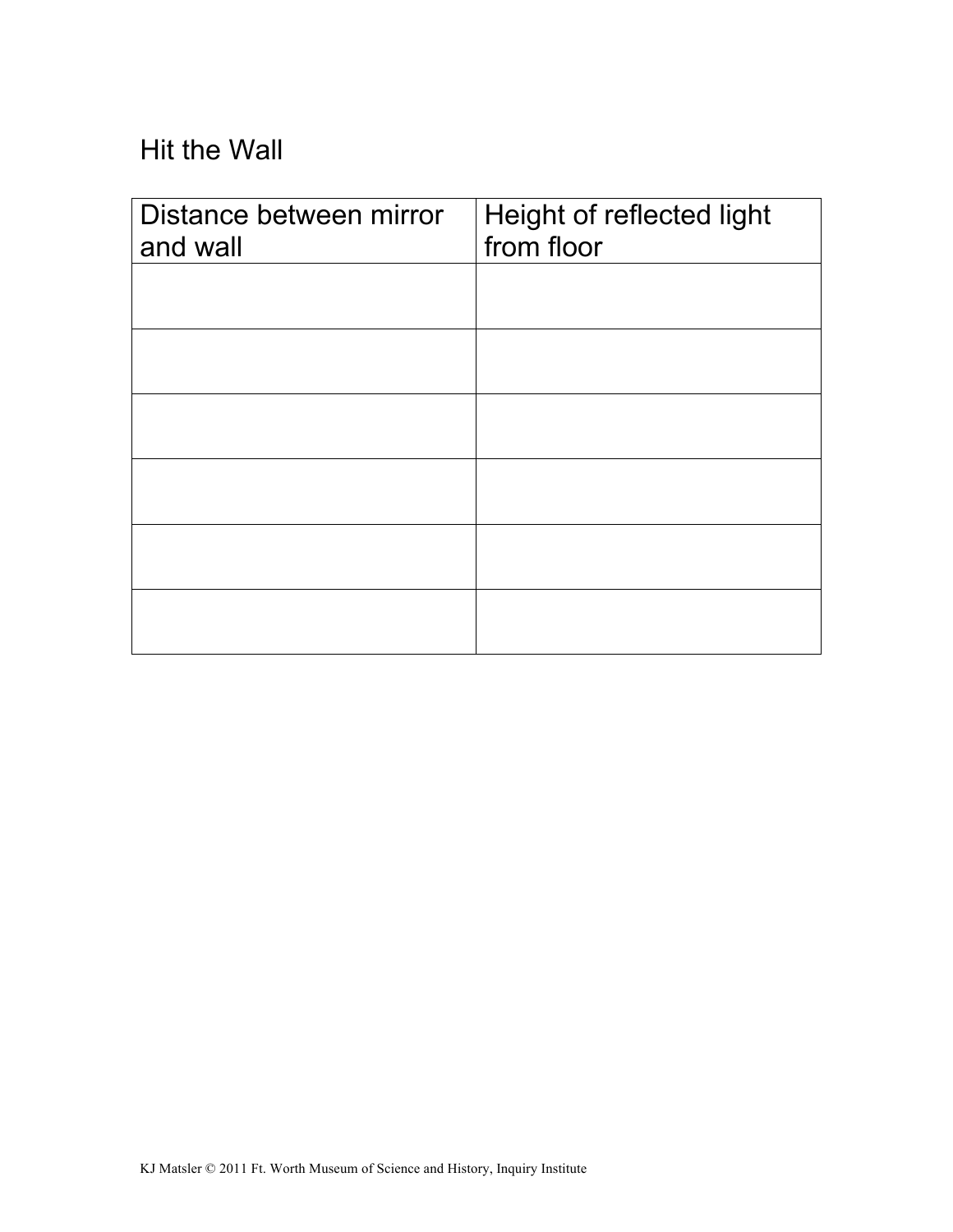Hit the Wall

| Distance between mirror and wall | Height of reflected light from floor |
|---|---|
| | |
| | |
| | |
| | |
| | |
| | |

KJ Matsler © 2011 Ft. Worth Museum of Science and History, Inquiry Institute